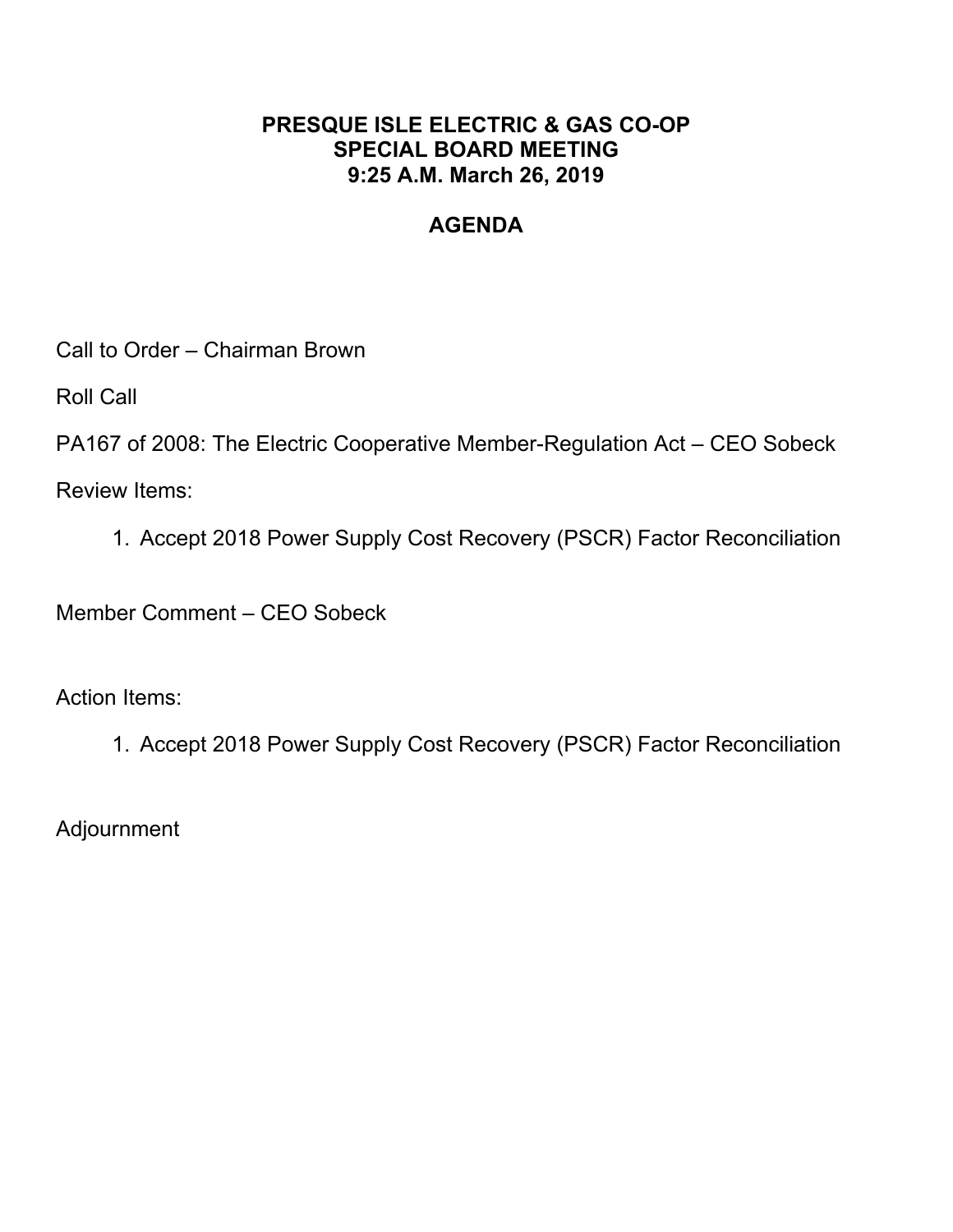# PRESQUE ISLE ELECTRIC & GAS CO-OP
## SPECIAL BOARD MEETING
## 9:25 A.M. March 26, 2019

## AGENDA

Call to Order – Chairman Brown

Roll Call

PA167 of 2008: The Electric Cooperative Member-Regulation Act – CEO Sobeck

Review Items:

1. Accept 2018 Power Supply Cost Recovery (PSCR) Factor Reconciliation

Member Comment – CEO Sobeck

Action Items:

1. Accept 2018 Power Supply Cost Recovery (PSCR) Factor Reconciliation

Adjournment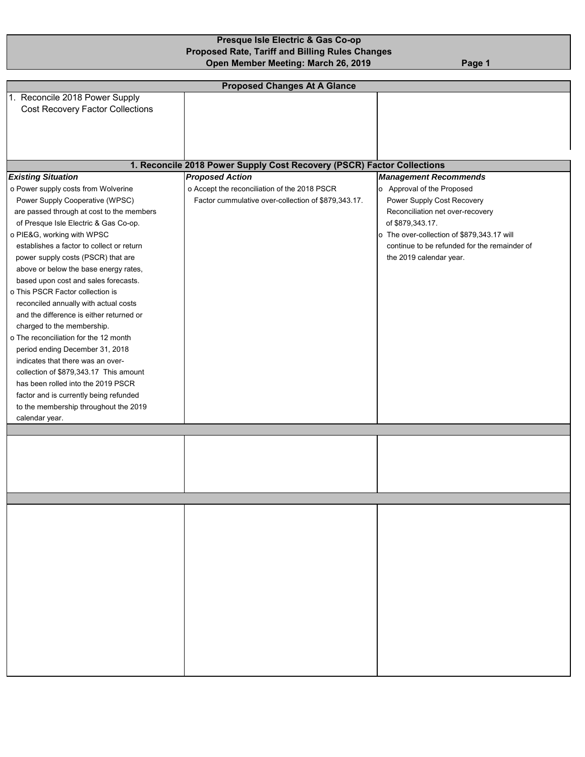# Presque Isle Electric & Gas Co-op
## Proposed Rate, Tariff and Billing Rules Changes
### Open Member Meeting: March 26, 2019

## Proposed Changes At A Glance

1. Reconcile 2018 Power Supply Cost Recovery Factor Collections

## 1. Reconcile 2018 Power Supply Cost Recovery (PSCR) Factor Collections

| ***Existing Situation*** | ***Proposed Action*** | ***Management Recommends*** |
|---|---|---|
| o Power supply costs from Wolverine Power Supply Cooperative (WPSC) are passed through at cost to the members of Presque Isle Electric & Gas Co-op.<br>o PIE&G, working with WPSC establishes a factor to collect or return power supply costs (PSCR) that are above or below the base energy rates, based upon cost and sales forecasts.<br>o This PSCR Factor collection is reconciled annually with actual costs and the difference is either returned or charged to the membership.<br>o The reconciliation for the 12 month period ending December 31, 2018 indicates that there was an over-collection of $879,343.17 This amount has been rolled into the 2019 PSCR factor and is currently being refunded to the membership throughout the 2019 calendar year. | o Accept the reconciliation of the 2018 PSCR Factor cummulative over-collection of $879,343.17. | o Approval of the Proposed Power Supply Cost Recovery Reconciliation net over-recovery of $879,343.17.<br>o The over-collection of $879,343.17 will continue to be refunded for the remainder of the 2019 calendar year. |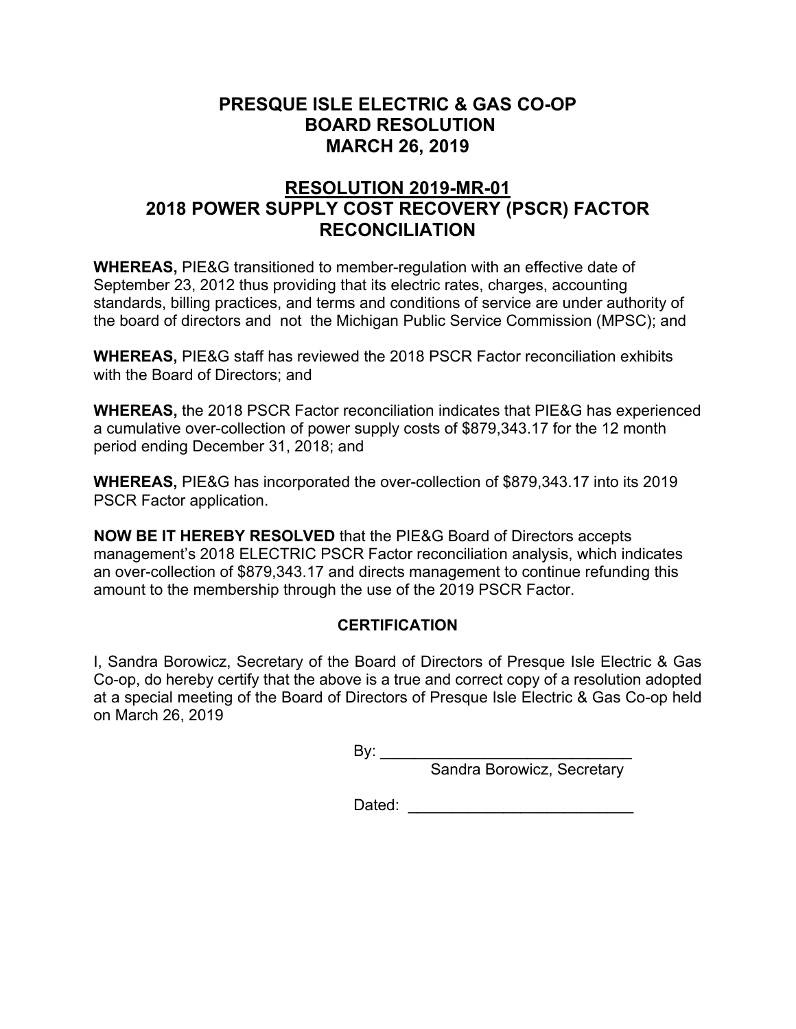# PRESQUE ISLE ELECTRIC & GAS CO-OP
# BOARD RESOLUTION
# MARCH 26, 2019

## RESOLUTION 2019-MR-01
## 2018 POWER SUPPLY COST RECOVERY (PSCR) FACTOR RECONCILIATION

**WHEREAS,** PIE&G transitioned to member-regulation with an effective date of September 23, 2012 thus providing that its electric rates, charges, accounting standards, billing practices, and terms and conditions of service are under authority of the board of directors and not the Michigan Public Service Commission (MPSC); and

**WHEREAS,** PIE&G staff has reviewed the 2018 PSCR Factor reconciliation exhibits with the Board of Directors; and

**WHEREAS,** the 2018 PSCR Factor reconciliation indicates that PIE&G has experienced a cumulative over-collection of power supply costs of $879,343.17 for the 12 month period ending December 31, 2018; and

**WHEREAS,** PIE&G has incorporated the over-collection of $879,343.17 into its 2019 PSCR Factor application.

**NOW BE IT HEREBY RESOLVED** that the PIE&G Board of Directors accepts management's 2018 ELECTRIC PSCR Factor reconciliation analysis, which indicates an over-collection of $879,343.17 and directs management to continue refunding this amount to the membership through the use of the 2019 PSCR Factor.

**CERTIFICATION**

I, Sandra Borowicz, Secretary of the Board of Directors of Presque Isle Electric & Gas Co-op, do hereby certify that the above is a true and correct copy of a resolution adopted at a special meeting of the Board of Directors of Presque Isle Electric & Gas Co-op held on March 26, 2019

By: ______________________________
Sandra Borowicz, Secretary

Dated: ___________________________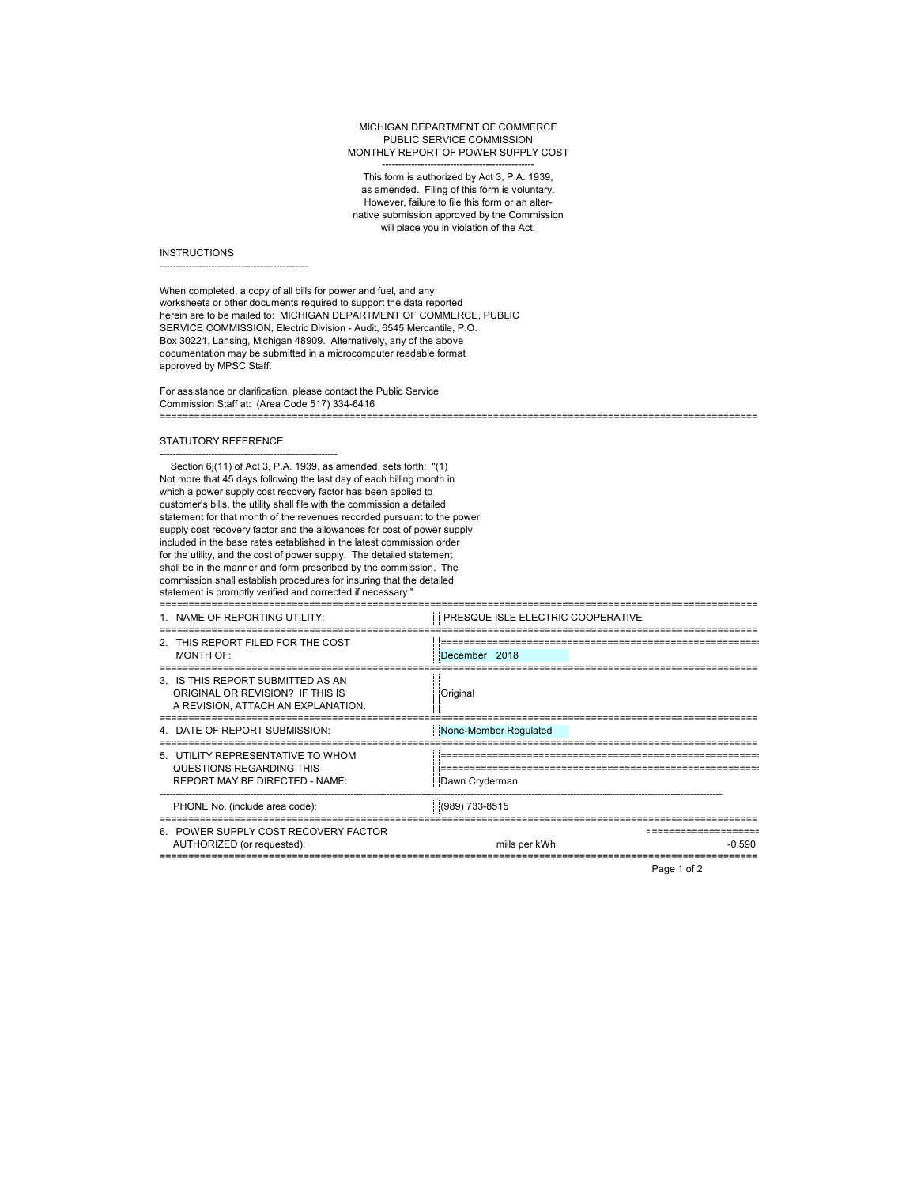MICHIGAN DEPARTMENT OF COMMERCE
PUBLIC SERVICE COMMISSION
MONTHLY REPORT OF POWER SUPPLY COST

This form is authorized by Act 3, P.A. 1939, as amended. Filing of this form is voluntary. However, failure to file this form or an alternative submission approved by the Commission will place you in violation of the Act.

## INSTRUCTIONS

When completed, a copy of all bills for power and fuel, and any worksheets or other documents required to support the data reported herein are to be mailed to: MICHIGAN DEPARTMENT OF COMMERCE, PUBLIC SERVICE COMMISSION, Electric Division - Audit, 6545 Mercantile, P.O. Box 30221, Lansing, Michigan 48909. Alternatively, any of the above documentation may be submitted in a microcomputer readable format approved by MPSC Staff.

For assistance or clarification, please contact the Public Service Commission Staff at: (Area Code 517) 334-6416

## STATUTORY REFERENCE

Section 6j(11) of Act 3, P.A. 1939, as amended, sets forth: "(1) Not more that 45 days following the last day of each billing month in which a power supply cost recovery factor has been applied to customer's bills, the utility shall file with the commission a detailed statement for that month of the revenues recorded pursuant to the power supply cost recovery factor and the allowances for cost of power supply included in the base rates established in the latest commission order for the utility, and the cost of power supply. The detailed statement shall be in the manner and form prescribed by the commission. The commission shall establish procedures for insuring that the detailed statement is promptly verified and corrected if necessary."

| | | |
|---|---|---|
| 1. NAME OF REPORTING UTILITY: | PRESQUE ISLE ELECTRIC COOPERATIVE | |
| 2. THIS REPORT FILED FOR THE COST MONTH OF: | December 2018 | |
| 3. IS THIS REPORT SUBMITTED AS AN ORIGINAL OR REVISION? IF THIS IS A REVISION, ATTACH AN EXPLANATION. | Original | |
| 4. DATE OF REPORT SUBMISSION: | None-Member Regulated | |
| 5. UTILITY REPRESENTATIVE TO WHOM QUESTIONS REGARDING THIS REPORT MAY BE DIRECTED - NAME: | Dawn Cryderman | |
| PHONE No. (include area code): | (989) 733-8515 | |
| 6. POWER SUPPLY COST RECOVERY FACTOR AUTHORIZED (or requested): | mills per kWh | -0.590 |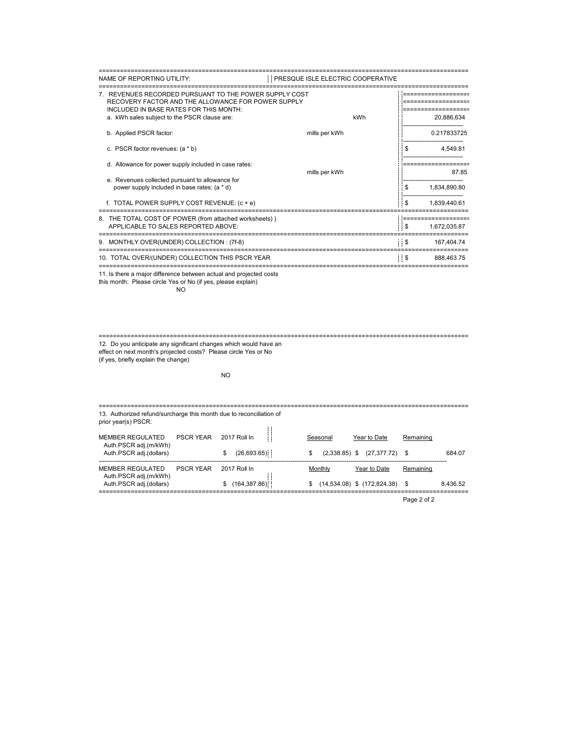| NAME OF REPORTING UTILITY: | PRESQUE ISLE ELECTRIC COOPERATIVE | | |
|---|---|---|---|
| 7. REVENUES RECORDED PURSUANT TO THE POWER SUPPLY COST RECOVERY FACTOR AND THE ALLOWANCE FOR POWER SUPPLY INCLUDED IN BASE RATES FOR THIS MONTH: | | | |
| a. kWh sales subject to the PSCR clause are: | kWh | | 20,886,634 |
| b. Applied PSCR factor: | mills per kWh | | 0.217833725 |
| c. PSCR factor revenues: (a * b) | | $ | 4,549.81 |
| d. Allowance for power supply included in case rates: | mills per kWh | | 87.85 |
| e. Revenues collected pursuant to allowance for power supply included in base rates: (a * d) | | $ | 1,834,890.80 |
| f. TOTAL POWER SUPPLY COST REVENUE: (c + e) | | $ | 1,839,440.61 |
| 8. THE TOTAL COST OF POWER (from attached worksheets) ) APPLICABLE TO SALES REPORTED ABOVE: | | $ | 1,672,035.87 |
| 9. MONTHLY OVER(UNDER) COLLECTION : (7f-8) | | $ | 167,404.74 |
| 10. TOTAL OVER/(UNDER) COLLECTION THIS PSCR YEAR | | $ | 888,463.75 |

11. Is there a major difference between actual and projected costs this month: Please circle Yes or No (if yes, please explain)

NO

12. Do you anticipate any significant changes which would have an effect on next month's projected costs? Please circle Yes or No (if yes, briefly explain the change)

NO

13. Authorized refund/surcharge this month due to reconciliation of prior year(s) PSCR:

| MEMBER REGULATED | PSCR YEAR | 2017 Roll In | Seasonal | Year to Date | Remaining |
|---|---|---|---|---|---|
| Auth.PSCR adj.(m/kWh) | | | | | |
| Auth.PSCR adj.(dollars) | | $ (26,693.65) | $ (2,338.85) | $ (27,377.72) | $ 684.07 |

| MEMBER REGULATED | PSCR YEAR | 2017 Roll In | Monthly | Year to Date | Remaining |
|---|---|---|---|---|---|
| Auth.PSCR adj.(m/kWh) | | | | | |
| Auth.PSCR adj.(dollars) | | $ (164,387.86) | $ (14,534.08) | $ (172,824.38) | $ 8,436.52 |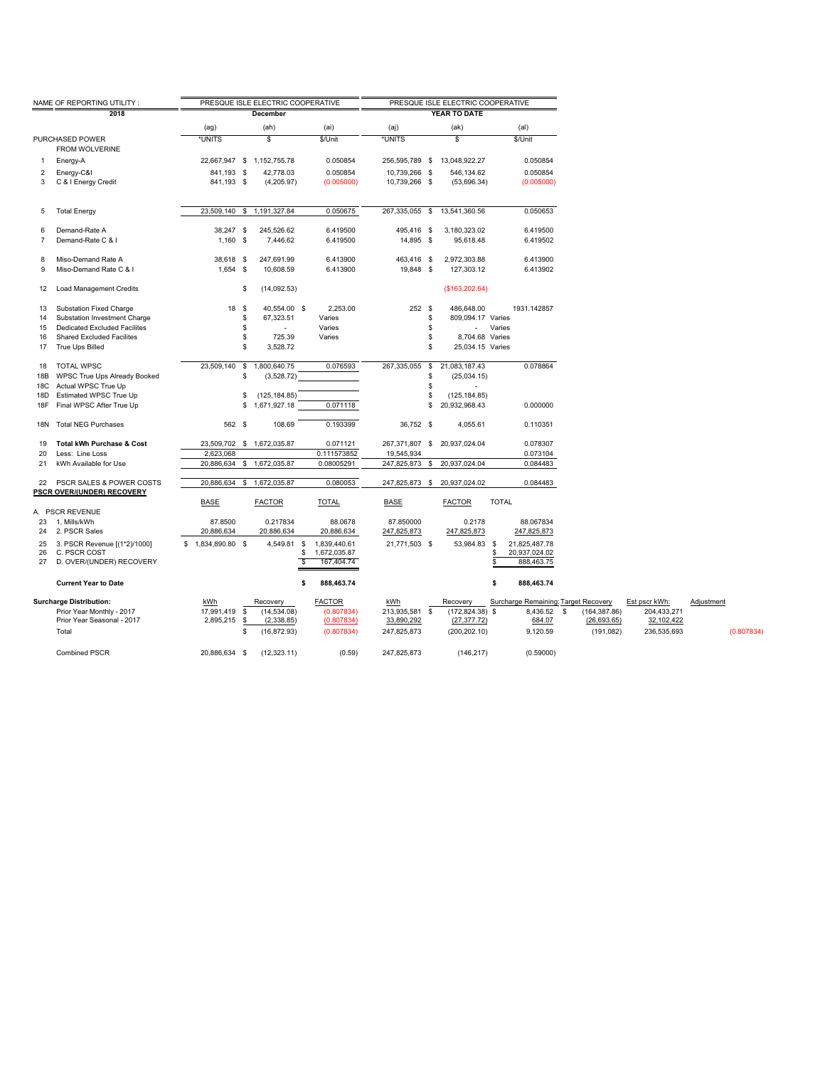| NAME OF REPORTING UTILITY : | | PRESQUE ISLE ELECTRIC COOPERATIVE | | | PRESQUE ISLE ELECTRIC COOPERATIVE | | |
|---|---|---|---|---|---|---|---|
| | 2018 | December | | | YEAR TO DATE | | |
| | | (ag) | (ah) | (ai) | (aj) | (ak) | (al) |
| | PURCHASED POWER | *UNITS | $ | $/Unit | *UNITS | $ | $/Unit |
| | FROM WOLVERINE | | | | | | |
| 1 | Energy-A | 22,667,947 | $ 1,152,755.78 | 0.050854 | 256,595,789 | $ 13,048,922.27 | 0.050854 |
| 2 | Energy-C&I | 841,193 | $ 42,778.03 | 0.050854 | 10,739,266 | $ 546,134.62 | 0.050854 |
| 3 | C & I Energy Credit | 841,193 | $ (4,205.97) | (0.005000) | 10,739,266 | $ (53,696.34) | (0.005000) |
| 5 | Total Energy | 23,509,140 | $ 1,191,327.84 | 0.050675 | 267,335,055 | $ 13,541,360.56 | 0.050653 |
| 6 | Demand-Rate A | 38,247 | $ 245,526.62 | 6.419500 | 495,416 | $ 3,180,323.02 | 6.419500 |
| 7 | Demand-Rate C & I | 1,160 | $ 7,446.62 | 6.419500 | 14,895 | $ 95,618.48 | 6.419502 |
| 8 | Miso-Demand Rate A | 38,618 | $ 247,691.99 | 6.413900 | 463,416 | $ 2,972,303.88 | 6.413900 |
| 9 | Miso-Demand Rate C & I | 1,654 | $ 10,608.59 | 6.413900 | 19,848 | $ 127,303.12 | 6.413902 |
| 12 | Load Management Credits | | $ (14,092.53) | | | ($163,202.64) | |
| 13 | Substation Fixed Charge | 18 | $ 40,554.00 | $ 2,253.00 | 252 | $ 486,648.00 | 1931.142857 |
| 14 | Substation Investment Charge | | $ 67,323.51 | Varies | | $ 809,094.17 | Varies |
| 15 | Dedicated Excluded Facilites | | $ - | Varies | | $ - | Varies |
| 16 | Shared Excluded Facilites | | $ 725.39 | Varies | | $ 8,704.68 | Varies |
| 17 | True Ups Billed | | $ 3,528.72 | | | $ 25,034.15 | Varies |
| 18 | TOTAL WPSC | 23,509,140 | $ 1,800,640.75 | 0.076593 | 267,335,055 | $ 21,083,187.43 | 0.078864 |
| 18B | WPSC True Ups Already Booked | | $ (3,528.72) | | | $ (25,034.15) | |
| 18C | Actual WPSC True Up | | | | | $ - | |
| 18D | Estimated WPSC True Up | | $ (125,184.85) | | | $ (125,184.85) | |
| 18F | Final WPSC After True Up | | $ 1,671,927.18 | 0.071118 | | $ 20,932,968.43 | 0.000000 |
| 18N | Total NEG Purchases | 562 | $ 108.69 | 0.193399 | 36,752 | $ 4,055.61 | 0.110351 |
| 19 | **Total kWh Purchase & Cost** | 23,509,702 | $ 1,672,035.87 | 0.071121 | 267,371,807 | $ 20,937,024.04 | 0.078307 |
| 20 | Less: Line Loss | 2,623,068 | | 0.111573852 | 19,545,934 | | 0.073104 |
| 21 | kWh Available for Use | 20,886,634 | $ 1,672,035.87 | 0.08005291 | 247,825,873 | $ 20,937,024.04 | 0.084483 |
| 22 | PSCR SALES & POWER COSTS | 20,886,634 | $ 1,672,035.87 | 0.080053 | 247,825,873 | $ 20,937,024.02 | 0.084483 |

**PSCR OVER/(UNDER) RECOVERY**

| | | BASE | FACTOR | TOTAL | BASE | FACTOR | TOTAL |
|---|---|---|---|---|---|---|---|
| | A. PSCR REVENUE | | | | | | |
| 23 | 1. Mills/kWh | 87.8500 | 0.217834 | 88.0678 | 87.850000 | 0.2178 | 88.067834 |
| 24 | 2. PSCR Sales | 20,886,634 | 20,886,634 | 20,886,634 | 247,825,873 | 247,825,873 | 247,825,873 |
| 25 | 3. PSCR Revenue [(1*2)/1000] | $ 1,834,890.80 | $ 4,549.81 | $ 1,839,440.61 | 21,771,503 | $ 53,984.83 | $ 21,825,487.78 |
| 26 | C. PSCR COST | | | $ 1,672,035.87 | | | $ 20,937,024.02 |
| 27 | D. OVER/(UNDER) RECOVERY | | | $ 167,404.74 | | | $ 888,463.75 |
| | **Current Year to Date** | | | **$ 888,463.74** | | | **$ 888,463.74** |

| **Surcharge Distribution:** | kWh | Recovery | FACTOR | kWh | Recovery | Surcharge Remaining | Target Recovery | Est pscr kWh: | Adjustment |
|---|---|---|---|---|---|---|---|---|---|
| Prior Year Monthly - 2017 | 17,991,419 | $ (14,534.08) | (0.807834) | 213,935,581 | $ (172,824.38) | $ 8,436.52 | $ (164,387.86) | 204,433,271 | |
| Prior Year Seasonal - 2017 | 2,895,215 | $ (2,338.85) | (0.807834) | 33,890,292 | (27,377.72) | 684.07 | (26,693.65) | 32,102,422 | |
| Total | | $ (16,872.93) | (0.807834) | 247,825,873 | (200,202.10) | 9,120.59 | (191,082) | 236,535,693 | (0.807834) |
| Combined PSCR | 20,886,634 | $ (12,323.11) | (0.59) | 247,825,873 | (146,217) | (0.59000) | | | |